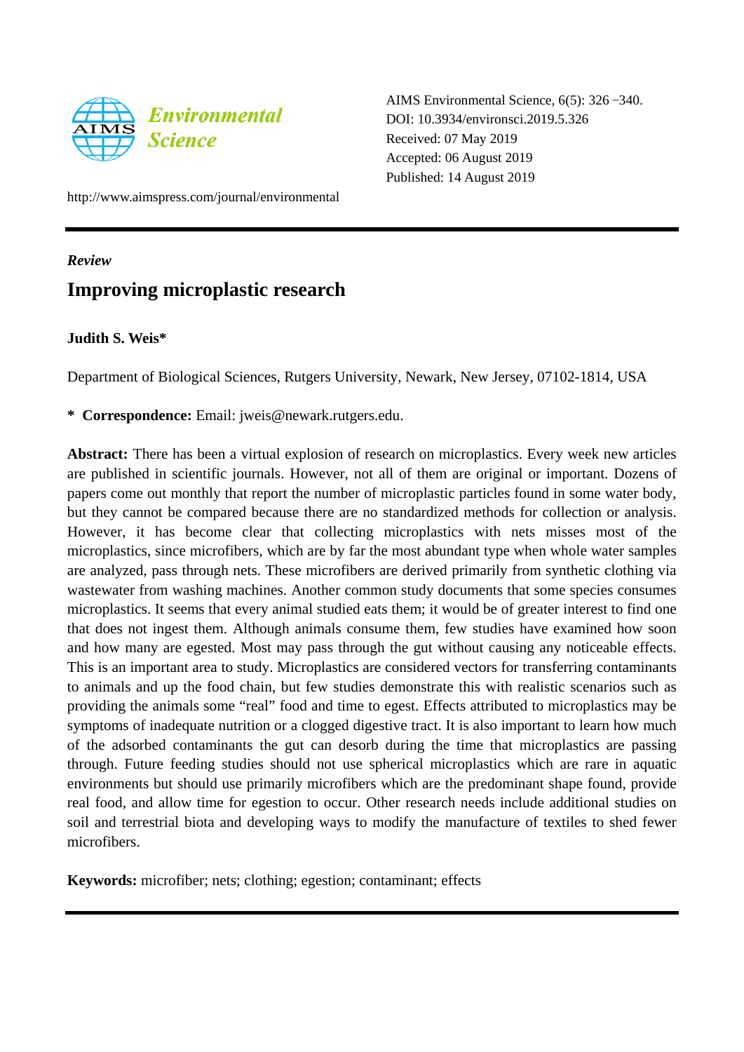AIMS Environmental Science, 6(5): 326–340.
DOI: 10.3934/environsci.2019.5.326
Received: 07 May 2019
Accepted: 06 August 2019
Published: 14 August 2019

http://www.aimspress.com/journal/environmental

*Review*

# Improving microplastic research

**Judith S. Weis***

Department of Biological Sciences, Rutgers University, Newark, New Jersey, 07102-1814, USA

**\* Correspondence:** Email: jweis@newark.rutgers.edu.

**Abstract:** There has been a virtual explosion of research on microplastics. Every week new articles are published in scientific journals. However, not all of them are original or important. Dozens of papers come out monthly that report the number of microplastic particles found in some water body, but they cannot be compared because there are no standardized methods for collection or analysis. However, it has become clear that collecting microplastics with nets misses most of the microplastics, since microfibers, which are by far the most abundant type when whole water samples are analyzed, pass through nets. These microfibers are derived primarily from synthetic clothing via wastewater from washing machines. Another common study documents that some species consumes microplastics. It seems that every animal studied eats them; it would be of greater interest to find one that does not ingest them. Although animals consume them, few studies have examined how soon and how many are egested. Most may pass through the gut without causing any noticeable effects. This is an important area to study. Microplastics are considered vectors for transferring contaminants to animals and up the food chain, but few studies demonstrate this with realistic scenarios such as providing the animals some "real" food and time to egest. Effects attributed to microplastics may be symptoms of inadequate nutrition or a clogged digestive tract. It is also important to learn how much of the adsorbed contaminants the gut can desorb during the time that microplastics are passing through. Future feeding studies should not use spherical microplastics which are rare in aquatic environments but should use primarily microfibers which are the predominant shape found, provide real food, and allow time for egestion to occur. Other research needs include additional studies on soil and terrestrial biota and developing ways to modify the manufacture of textiles to shed fewer microfibers.

**Keywords:** microfiber; nets; clothing; egestion; contaminant; effects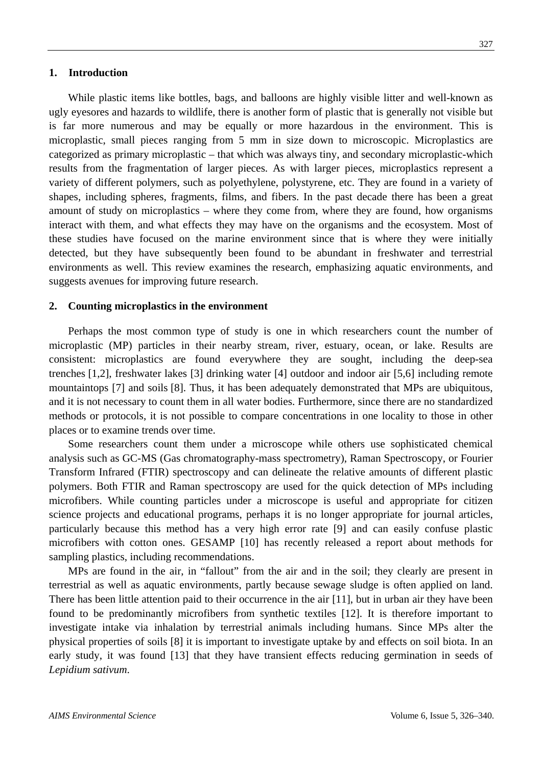## 1. Introduction

While plastic items like bottles, bags, and balloons are highly visible litter and well-known as ugly eyesores and hazards to wildlife, there is another form of plastic that is generally not visible but is far more numerous and may be equally or more hazardous in the environment. This is microplastic, small pieces ranging from 5 mm in size down to microscopic. Microplastics are categorized as primary microplastic – that which was always tiny, and secondary microplastic-which results from the fragmentation of larger pieces. As with larger pieces, microplastics represent a variety of different polymers, such as polyethylene, polystyrene, etc. They are found in a variety of shapes, including spheres, fragments, films, and fibers. In the past decade there has been a great amount of study on microplastics – where they come from, where they are found, how organisms interact with them, and what effects they may have on the organisms and the ecosystem. Most of these studies have focused on the marine environment since that is where they were initially detected, but they have subsequently been found to be abundant in freshwater and terrestrial environments as well. This review examines the research, emphasizing aquatic environments, and suggests avenues for improving future research.

## 2. Counting microplastics in the environment

Perhaps the most common type of study is one in which researchers count the number of microplastic (MP) particles in their nearby stream, river, estuary, ocean, or lake. Results are consistent: microplastics are found everywhere they are sought, including the deep-sea trenches [1,2], freshwater lakes [3] drinking water [4] outdoor and indoor air [5,6] including remote mountaintops [7] and soils [8]. Thus, it has been adequately demonstrated that MPs are ubiquitous, and it is not necessary to count them in all water bodies. Furthermore, since there are no standardized methods or protocols, it is not possible to compare concentrations in one locality to those in other places or to examine trends over time.

Some researchers count them under a microscope while others use sophisticated chemical analysis such as GC-MS (Gas chromatography-mass spectrometry), Raman Spectroscopy, or Fourier Transform Infrared (FTIR) spectroscopy and can delineate the relative amounts of different plastic polymers. Both FTIR and Raman spectroscopy are used for the quick detection of MPs including microfibers. While counting particles under a microscope is useful and appropriate for citizen science projects and educational programs, perhaps it is no longer appropriate for journal articles, particularly because this method has a very high error rate [9] and can easily confuse plastic microfibers with cotton ones. GESAMP [10] has recently released a report about methods for sampling plastics, including recommendations.

MPs are found in the air, in "fallout" from the air and in the soil; they clearly are present in terrestrial as well as aquatic environments, partly because sewage sludge is often applied on land. There has been little attention paid to their occurrence in the air [11], but in urban air they have been found to be predominantly microfibers from synthetic textiles [12]. It is therefore important to investigate intake via inhalation by terrestrial animals including humans. Since MPs alter the physical properties of soils [8] it is important to investigate uptake by and effects on soil biota. In an early study, it was found [13] that they have transient effects reducing germination in seeds of *Lepidium sativum*.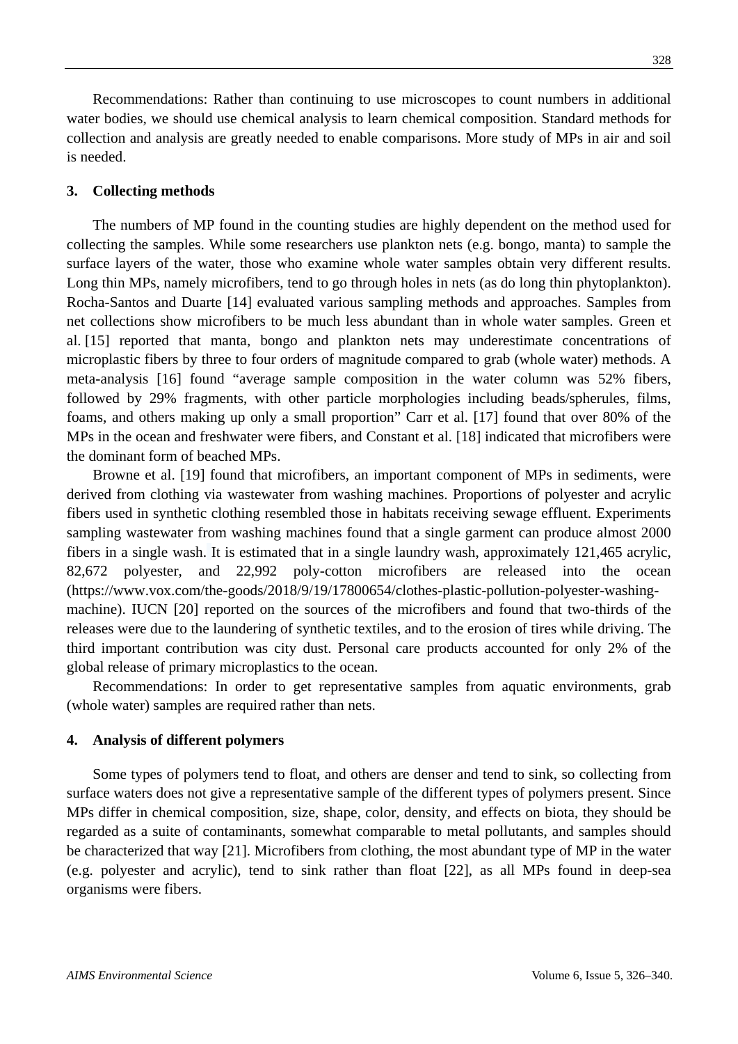Recommendations: Rather than continuing to use microscopes to count numbers in additional water bodies, we should use chemical analysis to learn chemical composition. Standard methods for collection and analysis are greatly needed to enable comparisons. More study of MPs in air and soil is needed.

## 3. Collecting methods

The numbers of MP found in the counting studies are highly dependent on the method used for collecting the samples. While some researchers use plankton nets (e.g. bongo, manta) to sample the surface layers of the water, those who examine whole water samples obtain very different results. Long thin MPs, namely microfibers, tend to go through holes in nets (as do long thin phytoplankton). Rocha-Santos and Duarte [14] evaluated various sampling methods and approaches. Samples from net collections show microfibers to be much less abundant than in whole water samples. Green et al. [15] reported that manta, bongo and plankton nets may underestimate concentrations of microplastic fibers by three to four orders of magnitude compared to grab (whole water) methods. A meta-analysis [16] found "average sample composition in the water column was 52% fibers, followed by 29% fragments, with other particle morphologies including beads/spherules, films, foams, and others making up only a small proportion" Carr et al. [17] found that over 80% of the MPs in the ocean and freshwater were fibers, and Constant et al. [18] indicated that microfibers were the dominant form of beached MPs.

Browne et al. [19] found that microfibers, an important component of MPs in sediments, were derived from clothing via wastewater from washing machines. Proportions of polyester and acrylic fibers used in synthetic clothing resembled those in habitats receiving sewage effluent. Experiments sampling wastewater from washing machines found that a single garment can produce almost 2000 fibers in a single wash. It is estimated that in a single laundry wash, approximately 121,465 acrylic, 82,672 polyester, and 22,992 poly-cotton microfibers are released into the ocean (https://www.vox.com/the-goods/2018/9/19/17800654/clothes-plastic-pollution-polyester-washing-machine). IUCN [20] reported on the sources of the microfibers and found that two-thirds of the releases were due to the laundering of synthetic textiles, and to the erosion of tires while driving. The third important contribution was city dust. Personal care products accounted for only 2% of the global release of primary microplastics to the ocean.

Recommendations: In order to get representative samples from aquatic environments, grab (whole water) samples are required rather than nets.

## 4. Analysis of different polymers

Some types of polymers tend to float, and others are denser and tend to sink, so collecting from surface waters does not give a representative sample of the different types of polymers present. Since MPs differ in chemical composition, size, shape, color, density, and effects on biota, they should be regarded as a suite of contaminants, somewhat comparable to metal pollutants, and samples should be characterized that way [21]. Microfibers from clothing, the most abundant type of MP in the water (e.g. polyester and acrylic), tend to sink rather than float [22], as all MPs found in deep-sea organisms were fibers.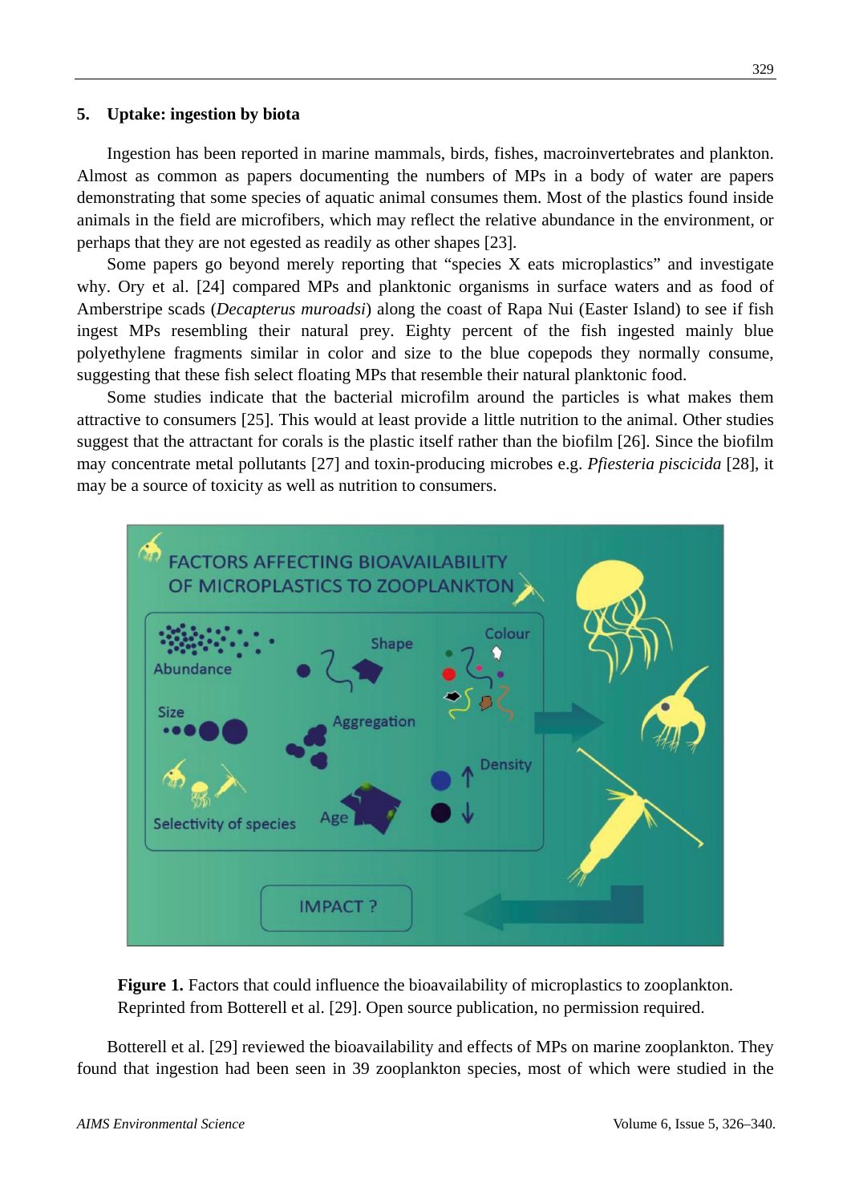## 5. Uptake: ingestion by biota

Ingestion has been reported in marine mammals, birds, fishes, macroinvertebrates and plankton. Almost as common as papers documenting the numbers of MPs in a body of water are papers demonstrating that some species of aquatic animal consumes them. Most of the plastics found inside animals in the field are microfibers, which may reflect the relative abundance in the environment, or perhaps that they are not egested as readily as other shapes [23].

Some papers go beyond merely reporting that "species X eats microplastics" and investigate why. Ory et al. [24] compared MPs and planktonic organisms in surface waters and as food of Amberstripe scads (*Decapterus muroadsi*) along the coast of Rapa Nui (Easter Island) to see if fish ingest MPs resembling their natural prey. Eighty percent of the fish ingested mainly blue polyethylene fragments similar in color and size to the blue copepods they normally consume, suggesting that these fish select floating MPs that resemble their natural planktonic food.

Some studies indicate that the bacterial microfilm around the particles is what makes them attractive to consumers [25]. This would at least provide a little nutrition to the animal. Other studies suggest that the attractant for corals is the plastic itself rather than the biofilm [26]. Since the biofilm may concentrate metal pollutants [27] and toxin-producing microbes e.g. *Pfiesteria piscicida* [28], it may be a source of toxicity as well as nutrition to consumers.

**Figure 1.** Factors that could influence the bioavailability of microplastics to zooplankton. Reprinted from Botterell et al. [29]. Open source publication, no permission required.

Botterell et al. [29] reviewed the bioavailability and effects of MPs on marine zooplankton. They found that ingestion had been seen in 39 zooplankton species, most of which were studied in the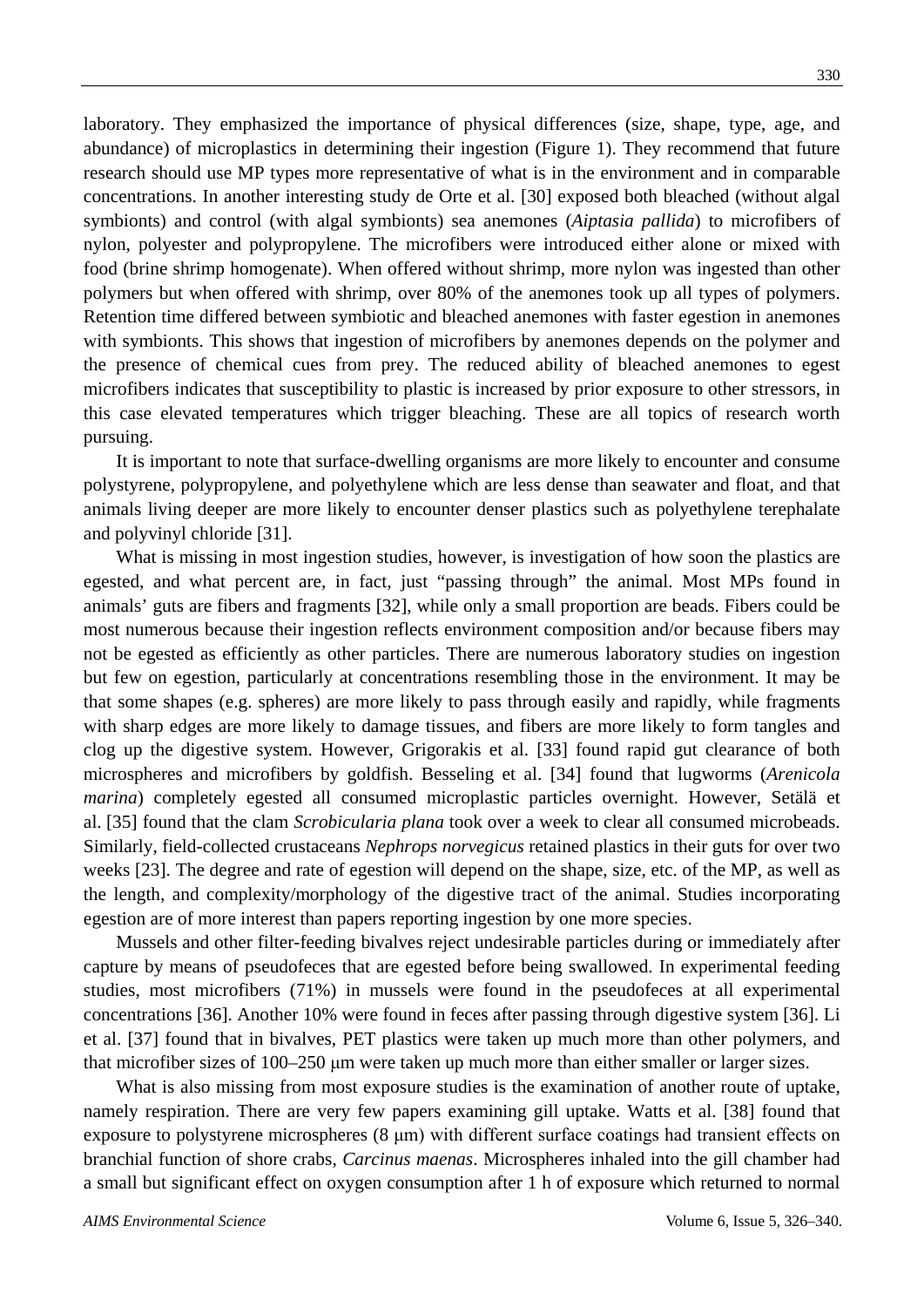laboratory. They emphasized the importance of physical differences (size, shape, type, age, and abundance) of microplastics in determining their ingestion (Figure 1). They recommend that future research should use MP types more representative of what is in the environment and in comparable concentrations. In another interesting study de Orte et al. [30] exposed both bleached (without algal symbionts) and control (with algal symbionts) sea anemones (*Aiptasia pallida*) to microfibers of nylon, polyester and polypropylene. The microfibers were introduced either alone or mixed with food (brine shrimp homogenate). When offered without shrimp, more nylon was ingested than other polymers but when offered with shrimp, over 80% of the anemones took up all types of polymers. Retention time differed between symbiotic and bleached anemones with faster egestion in anemones with symbionts. This shows that ingestion of microfibers by anemones depends on the polymer and the presence of chemical cues from prey. The reduced ability of bleached anemones to egest microfibers indicates that susceptibility to plastic is increased by prior exposure to other stressors, in this case elevated temperatures which trigger bleaching. These are all topics of research worth pursuing.

It is important to note that surface-dwelling organisms are more likely to encounter and consume polystyrene, polypropylene, and polyethylene which are less dense than seawater and float, and that animals living deeper are more likely to encounter denser plastics such as polyethylene terephalate and polyvinyl chloride [31].

What is missing in most ingestion studies, however, is investigation of how soon the plastics are egested, and what percent are, in fact, just "passing through" the animal. Most MPs found in animals' guts are fibers and fragments [32], while only a small proportion are beads. Fibers could be most numerous because their ingestion reflects environment composition and/or because fibers may not be egested as efficiently as other particles. There are numerous laboratory studies on ingestion but few on egestion, particularly at concentrations resembling those in the environment. It may be that some shapes (e.g. spheres) are more likely to pass through easily and rapidly, while fragments with sharp edges are more likely to damage tissues, and fibers are more likely to form tangles and clog up the digestive system. However, Grigorakis et al. [33] found rapid gut clearance of both microspheres and microfibers by goldfish. Besseling et al. [34] found that lugworms (*Arenicola marina*) completely egested all consumed microplastic particles overnight. However, Setälä et al. [35] found that the clam *Scrobicularia plana* took over a week to clear all consumed microbeads. Similarly, field-collected crustaceans *Nephrops norvegicus* retained plastics in their guts for over two weeks [23]. The degree and rate of egestion will depend on the shape, size, etc. of the MP, as well as the length, and complexity/morphology of the digestive tract of the animal. Studies incorporating egestion are of more interest than papers reporting ingestion by one more species.

Mussels and other filter-feeding bivalves reject undesirable particles during or immediately after capture by means of pseudofeces that are egested before being swallowed. In experimental feeding studies, most microfibers (71%) in mussels were found in the pseudofeces at all experimental concentrations [36]. Another 10% were found in feces after passing through digestive system [36]. Li et al. [37] found that in bivalves, PET plastics were taken up much more than other polymers, and that microfiber sizes of 100–250 μm were taken up much more than either smaller or larger sizes.

What is also missing from most exposure studies is the examination of another route of uptake, namely respiration. There are very few papers examining gill uptake. Watts et al. [38] found that exposure to polystyrene microspheres (8 μm) with different surface coatings had transient effects on branchial function of shore crabs, *Carcinus maenas*. Microspheres inhaled into the gill chamber had a small but significant effect on oxygen consumption after 1 h of exposure which returned to normal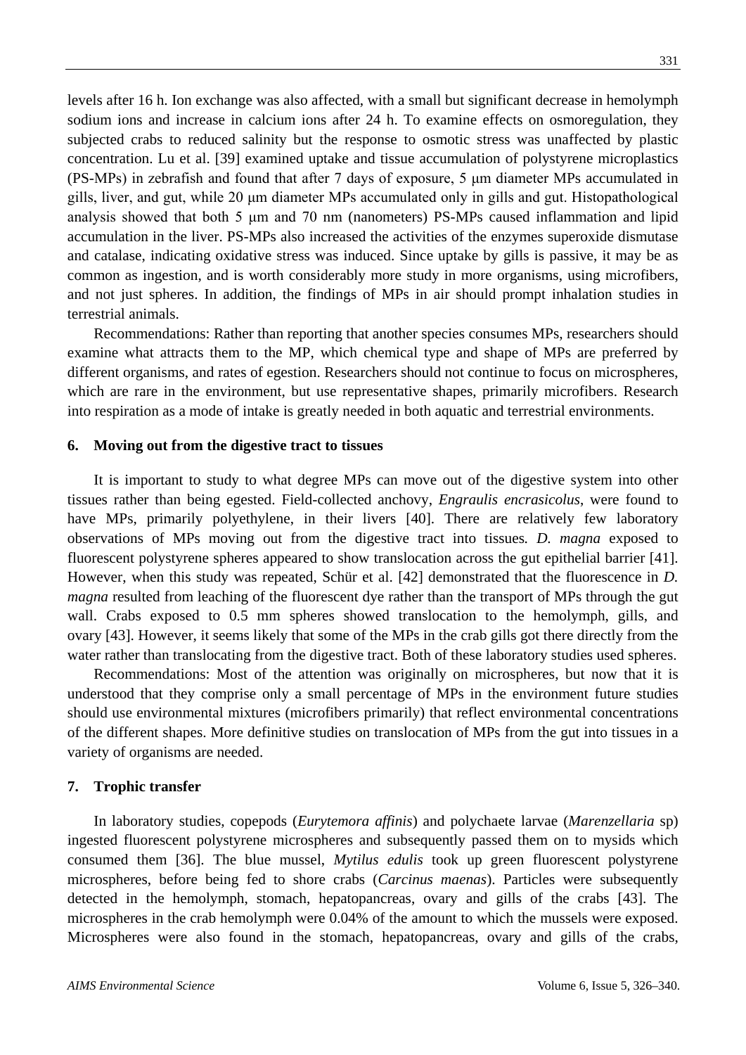levels after 16 h. Ion exchange was also affected, with a small but significant decrease in hemolymph sodium ions and increase in calcium ions after 24 h. To examine effects on osmoregulation, they subjected crabs to reduced salinity but the response to osmotic stress was unaffected by plastic concentration. Lu et al. [39] examined uptake and tissue accumulation of polystyrene microplastics (PS-MPs) in zebrafish and found that after 7 days of exposure, 5 μm diameter MPs accumulated in gills, liver, and gut, while 20 μm diameter MPs accumulated only in gills and gut. Histopathological analysis showed that both 5 μm and 70 nm (nanometers) PS-MPs caused inflammation and lipid accumulation in the liver. PS-MPs also increased the activities of the enzymes superoxide dismutase and catalase, indicating oxidative stress was induced. Since uptake by gills is passive, it may be as common as ingestion, and is worth considerably more study in more organisms, using microfibers, and not just spheres. In addition, the findings of MPs in air should prompt inhalation studies in terrestrial animals.

Recommendations: Rather than reporting that another species consumes MPs, researchers should examine what attracts them to the MP, which chemical type and shape of MPs are preferred by different organisms, and rates of egestion. Researchers should not continue to focus on microspheres, which are rare in the environment, but use representative shapes, primarily microfibers. Research into respiration as a mode of intake is greatly needed in both aquatic and terrestrial environments.

## 6. Moving out from the digestive tract to tissues

It is important to study to what degree MPs can move out of the digestive system into other tissues rather than being egested. Field-collected anchovy, *Engraulis encrasicolus*, were found to have MPs, primarily polyethylene, in their livers [40]. There are relatively few laboratory observations of MPs moving out from the digestive tract into tissues. *D. magna* exposed to fluorescent polystyrene spheres appeared to show translocation across the gut epithelial barrier [41]. However, when this study was repeated, Schür et al. [42] demonstrated that the fluorescence in *D. magna* resulted from leaching of the fluorescent dye rather than the transport of MPs through the gut wall. Crabs exposed to 0.5 mm spheres showed translocation to the hemolymph, gills, and ovary [43]. However, it seems likely that some of the MPs in the crab gills got there directly from the water rather than translocating from the digestive tract. Both of these laboratory studies used spheres.

Recommendations: Most of the attention was originally on microspheres, but now that it is understood that they comprise only a small percentage of MPs in the environment future studies should use environmental mixtures (microfibers primarily) that reflect environmental concentrations of the different shapes. More definitive studies on translocation of MPs from the gut into tissues in a variety of organisms are needed.

## 7. Trophic transfer

In laboratory studies, copepods (*Eurytemora affinis*) and polychaete larvae (*Marenzellaria* sp) ingested fluorescent polystyrene microspheres and subsequently passed them on to mysids which consumed them [36]. The blue mussel, *Mytilus edulis* took up green fluorescent polystyrene microspheres, before being fed to shore crabs (*Carcinus maenas*). Particles were subsequently detected in the hemolymph, stomach, hepatopancreas, ovary and gills of the crabs [43]. The microspheres in the crab hemolymph were 0.04% of the amount to which the mussels were exposed. Microspheres were also found in the stomach, hepatopancreas, ovary and gills of the crabs,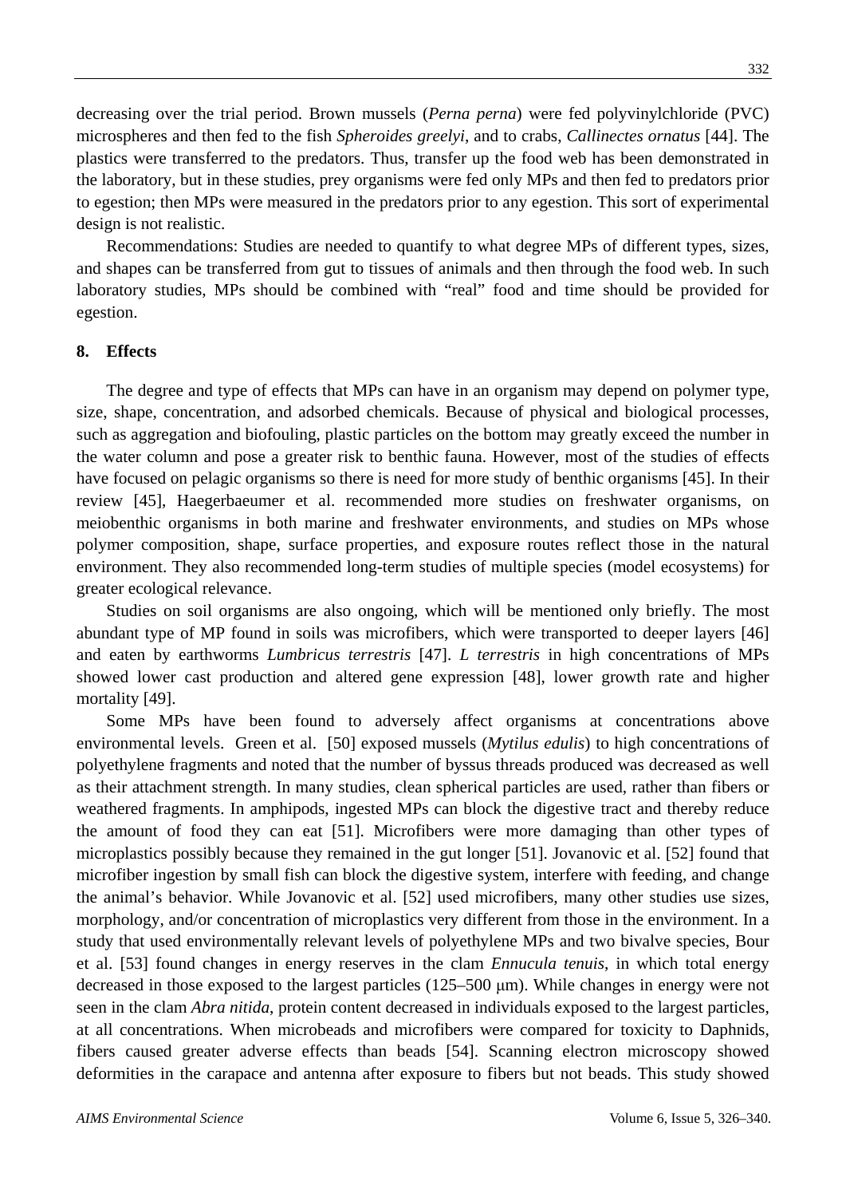decreasing over the trial period. Brown mussels (*Perna perna*) were fed polyvinylchloride (PVC) microspheres and then fed to the fish *Spheroides greelyi*, and to crabs, *Callinectes ornatus* [44]. The plastics were transferred to the predators. Thus, transfer up the food web has been demonstrated in the laboratory, but in these studies, prey organisms were fed only MPs and then fed to predators prior to egestion; then MPs were measured in the predators prior to any egestion. This sort of experimental design is not realistic.

Recommendations: Studies are needed to quantify to what degree MPs of different types, sizes, and shapes can be transferred from gut to tissues of animals and then through the food web. In such laboratory studies, MPs should be combined with "real" food and time should be provided for egestion.

## 8. Effects

The degree and type of effects that MPs can have in an organism may depend on polymer type, size, shape, concentration, and adsorbed chemicals. Because of physical and biological processes, such as aggregation and biofouling, plastic particles on the bottom may greatly exceed the number in the water column and pose a greater risk to benthic fauna. However, most of the studies of effects have focused on pelagic organisms so there is need for more study of benthic organisms [45]. In their review [45], Haegerbaeumer et al. recommended more studies on freshwater organisms, on meiobenthic organisms in both marine and freshwater environments, and studies on MPs whose polymer composition, shape, surface properties, and exposure routes reflect those in the natural environment. They also recommended long-term studies of multiple species (model ecosystems) for greater ecological relevance.

Studies on soil organisms are also ongoing, which will be mentioned only briefly. The most abundant type of MP found in soils was microfibers, which were transported to deeper layers [46] and eaten by earthworms *Lumbricus terrestris* [47]. *L terrestris* in high concentrations of MPs showed lower cast production and altered gene expression [48], lower growth rate and higher mortality [49].

Some MPs have been found to adversely affect organisms at concentrations above environmental levels. Green et al. [50] exposed mussels (*Mytilus edulis*) to high concentrations of polyethylene fragments and noted that the number of byssus threads produced was decreased as well as their attachment strength. In many studies, clean spherical particles are used, rather than fibers or weathered fragments. In amphipods, ingested MPs can block the digestive tract and thereby reduce the amount of food they can eat [51]. Microfibers were more damaging than other types of microplastics possibly because they remained in the gut longer [51]. Jovanovic et al. [52] found that microfiber ingestion by small fish can block the digestive system, interfere with feeding, and change the animal's behavior. While Jovanovic et al. [52] used microfibers, many other studies use sizes, morphology, and/or concentration of microplastics very different from those in the environment. In a study that used environmentally relevant levels of polyethylene MPs and two bivalve species, Bour et al. [53] found changes in energy reserves in the clam *Ennucula tenuis*, in which total energy decreased in those exposed to the largest particles (125–500 μm). While changes in energy were not seen in the clam *Abra nitida*, protein content decreased in individuals exposed to the largest particles, at all concentrations. When microbeads and microfibers were compared for toxicity to Daphnids, fibers caused greater adverse effects than beads [54]. Scanning electron microscopy showed deformities in the carapace and antenna after exposure to fibers but not beads. This study showed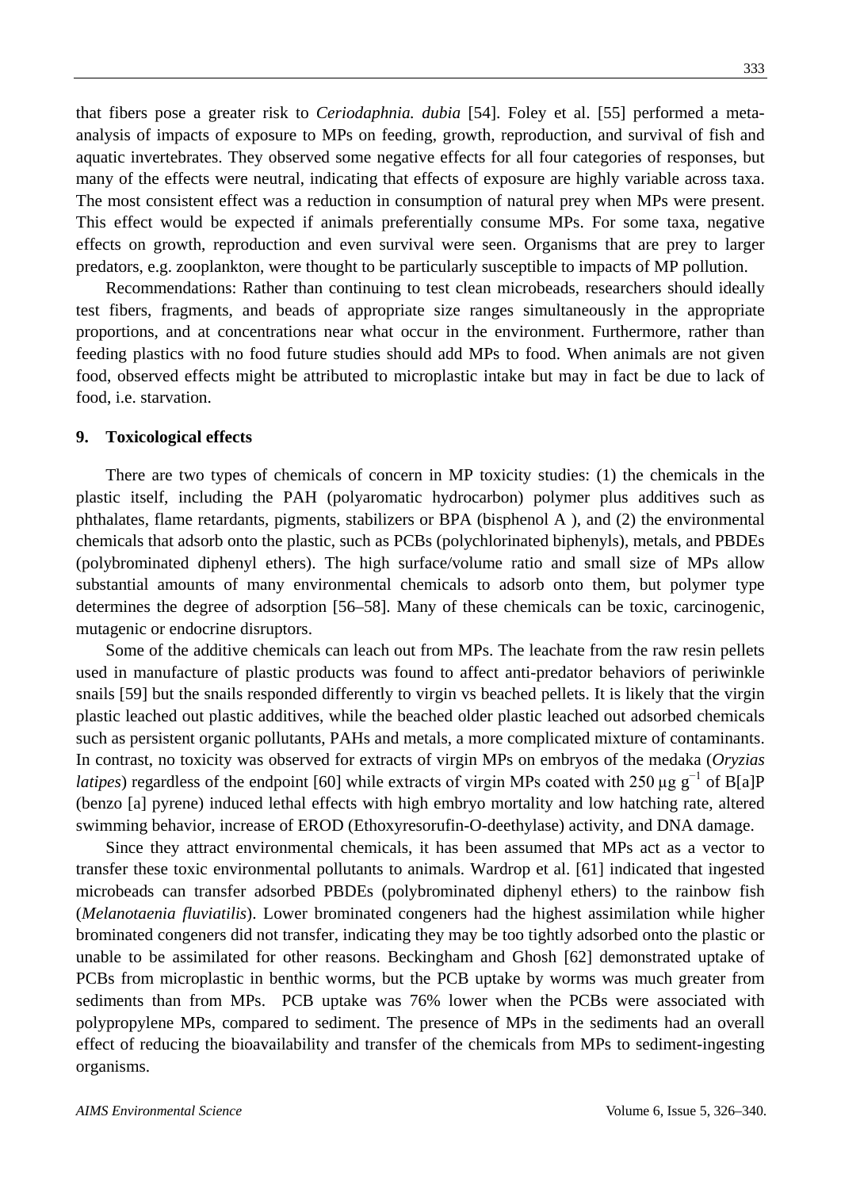that fibers pose a greater risk to *Ceriodaphnia. dubia* [54]. Foley et al. [55] performed a meta-analysis of impacts of exposure to MPs on feeding, growth, reproduction, and survival of fish and aquatic invertebrates. They observed some negative effects for all four categories of responses, but many of the effects were neutral, indicating that effects of exposure are highly variable across taxa. The most consistent effect was a reduction in consumption of natural prey when MPs were present. This effect would be expected if animals preferentially consume MPs. For some taxa, negative effects on growth, reproduction and even survival were seen. Organisms that are prey to larger predators, e.g. zooplankton, were thought to be particularly susceptible to impacts of MP pollution.

Recommendations: Rather than continuing to test clean microbeads, researchers should ideally test fibers, fragments, and beads of appropriate size ranges simultaneously in the appropriate proportions, and at concentrations near what occur in the environment. Furthermore, rather than feeding plastics with no food future studies should add MPs to food. When animals are not given food, observed effects might be attributed to microplastic intake but may in fact be due to lack of food, i.e. starvation.

## 9. Toxicological effects

There are two types of chemicals of concern in MP toxicity studies: (1) the chemicals in the plastic itself, including the PAH (polyaromatic hydrocarbon) polymer plus additives such as phthalates, flame retardants, pigments, stabilizers or BPA (bisphenol A ), and (2) the environmental chemicals that adsorb onto the plastic, such as PCBs (polychlorinated biphenyls), metals, and PBDEs (polybrominated diphenyl ethers). The high surface/volume ratio and small size of MPs allow substantial amounts of many environmental chemicals to adsorb onto them, but polymer type determines the degree of adsorption [56–58]. Many of these chemicals can be toxic, carcinogenic, mutagenic or endocrine disruptors.

Some of the additive chemicals can leach out from MPs. The leachate from the raw resin pellets used in manufacture of plastic products was found to affect anti-predator behaviors of periwinkle snails [59] but the snails responded differently to virgin vs beached pellets. It is likely that the virgin plastic leached out plastic additives, while the beached older plastic leached out adsorbed chemicals such as persistent organic pollutants, PAHs and metals, a more complicated mixture of contaminants. In contrast, no toxicity was observed for extracts of virgin MPs on embryos of the medaka (*Oryzias latipes*) regardless of the endpoint [60] while extracts of virgin MPs coated with 250 μg $g^{-1}$ of B[a]P (benzo [a] pyrene) induced lethal effects with high embryo mortality and low hatching rate, altered swimming behavior, increase of EROD (Ethoxyresorufin-O-deethylase) activity, and DNA damage.

Since they attract environmental chemicals, it has been assumed that MPs act as a vector to transfer these toxic environmental pollutants to animals. Wardrop et al. [61] indicated that ingested microbeads can transfer adsorbed PBDEs (polybrominated diphenyl ethers) to the rainbow fish (*Melanotaenia fluviatilis*). Lower brominated congeners had the highest assimilation while higher brominated congeners did not transfer, indicating they may be too tightly adsorbed onto the plastic or unable to be assimilated for other reasons. Beckingham and Ghosh [62] demonstrated uptake of PCBs from microplastic in benthic worms, but the PCB uptake by worms was much greater from sediments than from MPs. PCB uptake was 76% lower when the PCBs were associated with polypropylene MPs, compared to sediment. The presence of MPs in the sediments had an overall effect of reducing the bioavailability and transfer of the chemicals from MPs to sediment-ingesting organisms.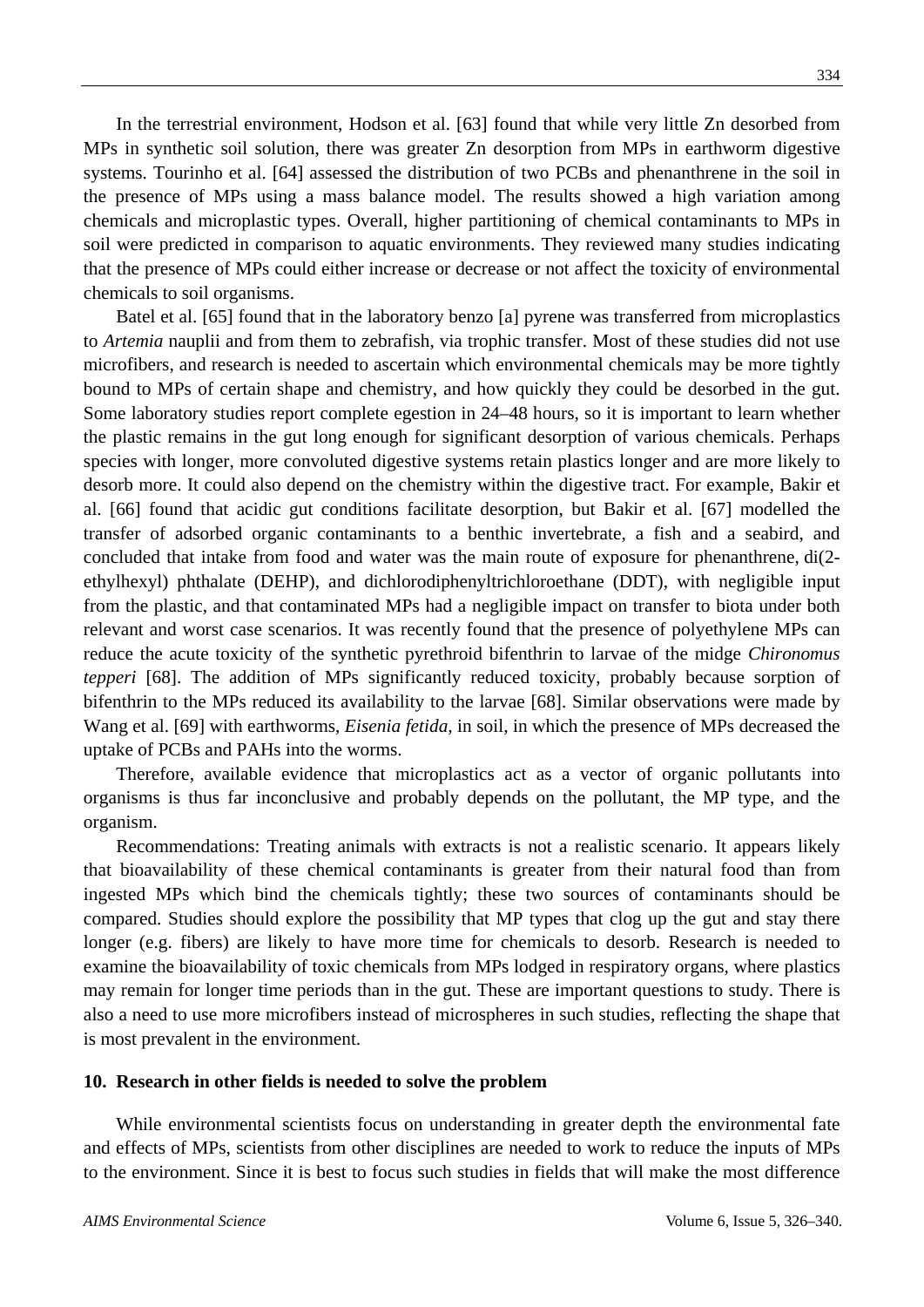In the terrestrial environment, Hodson et al. [63] found that while very little Zn desorbed from MPs in synthetic soil solution, there was greater Zn desorption from MPs in earthworm digestive systems. Tourinho et al. [64] assessed the distribution of two PCBs and phenanthrene in the soil in the presence of MPs using a mass balance model. The results showed a high variation among chemicals and microplastic types. Overall, higher partitioning of chemical contaminants to MPs in soil were predicted in comparison to aquatic environments. They reviewed many studies indicating that the presence of MPs could either increase or decrease or not affect the toxicity of environmental chemicals to soil organisms.

Batel et al. [65] found that in the laboratory benzo [a] pyrene was transferred from microplastics to *Artemia* nauplii and from them to zebrafish, via trophic transfer. Most of these studies did not use microfibers, and research is needed to ascertain which environmental chemicals may be more tightly bound to MPs of certain shape and chemistry, and how quickly they could be desorbed in the gut. Some laboratory studies report complete egestion in 24–48 hours, so it is important to learn whether the plastic remains in the gut long enough for significant desorption of various chemicals. Perhaps species with longer, more convoluted digestive systems retain plastics longer and are more likely to desorb more. It could also depend on the chemistry within the digestive tract. For example, Bakir et al. [66] found that acidic gut conditions facilitate desorption, but Bakir et al. [67] modelled the transfer of adsorbed organic contaminants to a benthic invertebrate, a fish and a seabird, and concluded that intake from food and water was the main route of exposure for phenanthrene, di(2-ethylhexyl) phthalate (DEHP), and dichlorodiphenyltrichloroethane (DDT), with negligible input from the plastic, and that contaminated MPs had a negligible impact on transfer to biota under both relevant and worst case scenarios. It was recently found that the presence of polyethylene MPs can reduce the acute toxicity of the synthetic pyrethroid bifenthrin to larvae of the midge *Chironomus tepperi* [68]. The addition of MPs significantly reduced toxicity, probably because sorption of bifenthrin to the MPs reduced its availability to the larvae [68]. Similar observations were made by Wang et al. [69] with earthworms, *Eisenia fetida*, in soil, in which the presence of MPs decreased the uptake of PCBs and PAHs into the worms.

Therefore, available evidence that microplastics act as a vector of organic pollutants into organisms is thus far inconclusive and probably depends on the pollutant, the MP type, and the organism.

Recommendations: Treating animals with extracts is not a realistic scenario. It appears likely that bioavailability of these chemical contaminants is greater from their natural food than from ingested MPs which bind the chemicals tightly; these two sources of contaminants should be compared. Studies should explore the possibility that MP types that clog up the gut and stay there longer (e.g. fibers) are likely to have more time for chemicals to desorb. Research is needed to examine the bioavailability of toxic chemicals from MPs lodged in respiratory organs, where plastics may remain for longer time periods than in the gut. These are important questions to study. There is also a need to use more microfibers instead of microspheres in such studies, reflecting the shape that is most prevalent in the environment.

## 10. Research in other fields is needed to solve the problem

While environmental scientists focus on understanding in greater depth the environmental fate and effects of MPs, scientists from other disciplines are needed to work to reduce the inputs of MPs to the environment. Since it is best to focus such studies in fields that will make the most difference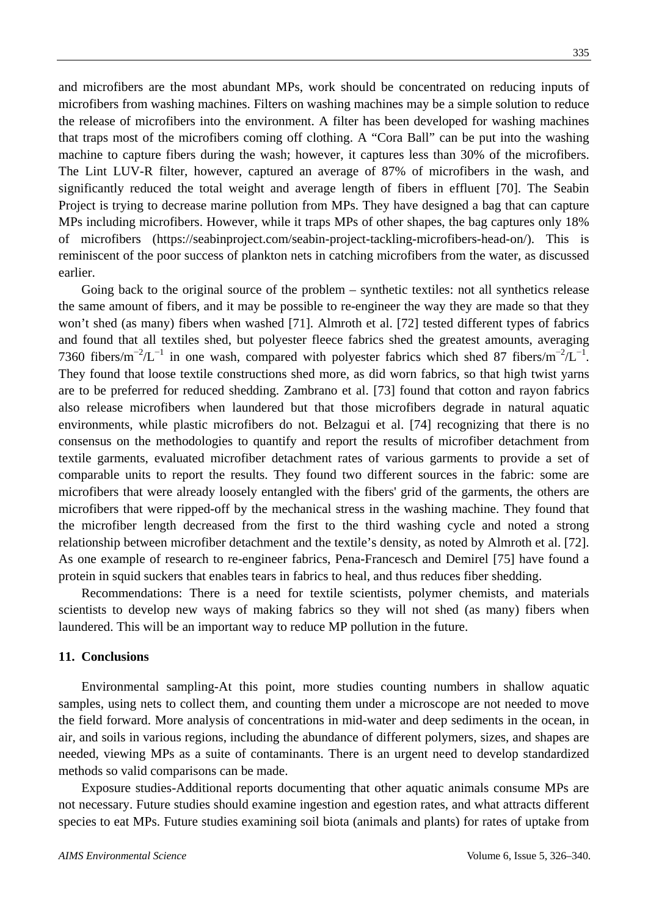and microfibers are the most abundant MPs, work should be concentrated on reducing inputs of microfibers from washing machines. Filters on washing machines may be a simple solution to reduce the release of microfibers into the environment. A filter has been developed for washing machines that traps most of the microfibers coming off clothing. A "Cora Ball" can be put into the washing machine to capture fibers during the wash; however, it captures less than 30% of the microfibers. The Lint LUV-R filter, however, captured an average of 87% of microfibers in the wash, and significantly reduced the total weight and average length of fibers in effluent [70]. The Seabin Project is trying to decrease marine pollution from MPs. They have designed a bag that can capture MPs including microfibers. However, while it traps MPs of other shapes, the bag captures only 18% of microfibers (https://seabinproject.com/seabin-project-tackling-microfibers-head-on/). This is reminiscent of the poor success of plankton nets in catching microfibers from the water, as discussed earlier.

Going back to the original source of the problem – synthetic textiles: not all synthetics release the same amount of fibers, and it may be possible to re-engineer the way they are made so that they won't shed (as many) fibers when washed [71]. Almroth et al. [72] tested different types of fabrics and found that all textiles shed, but polyester fleece fabrics shed the greatest amounts, averaging 7360 fibers/$m^{-2}$/$L^{-1}$ in one wash, compared with polyester fabrics which shed 87 fibers/$m^{-2}$/$L^{-1}$. They found that loose textile constructions shed more, as did worn fabrics, so that high twist yarns are to be preferred for reduced shedding. Zambrano et al. [73] found that cotton and rayon fabrics also release microfibers when laundered but that those microfibers degrade in natural aquatic environments, while plastic microfibers do not. Belzagui et al. [74] recognizing that there is no consensus on the methodologies to quantify and report the results of microfiber detachment from textile garments, evaluated microfiber detachment rates of various garments to provide a set of comparable units to report the results. They found two different sources in the fabric: some are microfibers that were already loosely entangled with the fibers' grid of the garments, the others are microfibers that were ripped-off by the mechanical stress in the washing machine. They found that the microfiber length decreased from the first to the third washing cycle and noted a strong relationship between microfiber detachment and the textile's density, as noted by Almroth et al. [72]. As one example of research to re-engineer fabrics, Pena-Francesch and Demirel [75] have found a protein in squid suckers that enables tears in fabrics to heal, and thus reduces fiber shedding.

Recommendations: There is a need for textile scientists, polymer chemists, and materials scientists to develop new ways of making fabrics so they will not shed (as many) fibers when laundered. This will be an important way to reduce MP pollution in the future.

## 11. Conclusions

Environmental sampling-At this point, more studies counting numbers in shallow aquatic samples, using nets to collect them, and counting them under a microscope are not needed to move the field forward. More analysis of concentrations in mid-water and deep sediments in the ocean, in air, and soils in various regions, including the abundance of different polymers, sizes, and shapes are needed, viewing MPs as a suite of contaminants. There is an urgent need to develop standardized methods so valid comparisons can be made.

Exposure studies-Additional reports documenting that other aquatic animals consume MPs are not necessary. Future studies should examine ingestion and egestion rates, and what attracts different species to eat MPs. Future studies examining soil biota (animals and plants) for rates of uptake from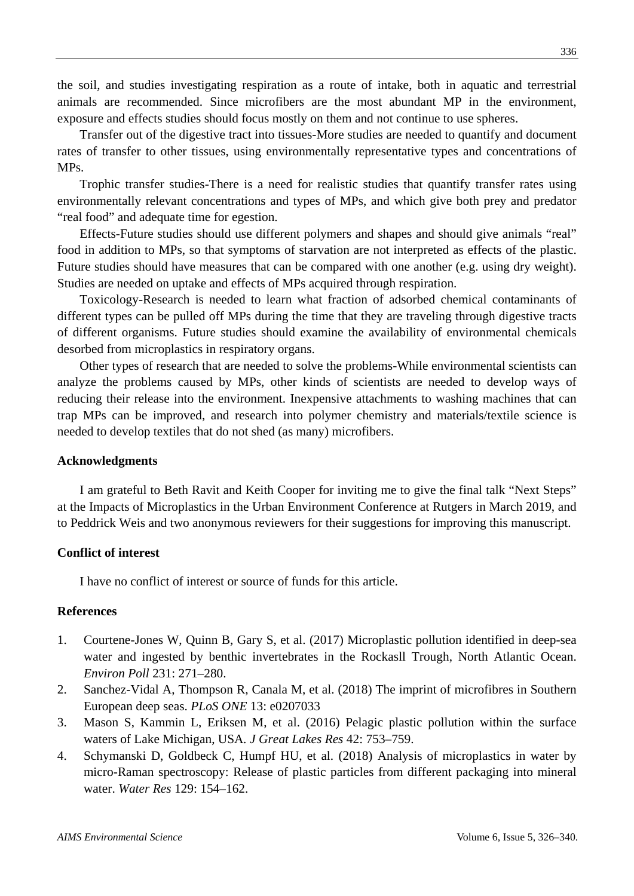the soil, and studies investigating respiration as a route of intake, both in aquatic and terrestrial animals are recommended. Since microfibers are the most abundant MP in the environment, exposure and effects studies should focus mostly on them and not continue to use spheres.

Transfer out of the digestive tract into tissues-More studies are needed to quantify and document rates of transfer to other tissues, using environmentally representative types and concentrations of MPs.

Trophic transfer studies-There is a need for realistic studies that quantify transfer rates using environmentally relevant concentrations and types of MPs, and which give both prey and predator "real food" and adequate time for egestion.

Effects-Future studies should use different polymers and shapes and should give animals "real" food in addition to MPs, so that symptoms of starvation are not interpreted as effects of the plastic. Future studies should have measures that can be compared with one another (e.g. using dry weight). Studies are needed on uptake and effects of MPs acquired through respiration.

Toxicology-Research is needed to learn what fraction of adsorbed chemical contaminants of different types can be pulled off MPs during the time that they are traveling through digestive tracts of different organisms. Future studies should examine the availability of environmental chemicals desorbed from microplastics in respiratory organs.

Other types of research that are needed to solve the problems-While environmental scientists can analyze the problems caused by MPs, other kinds of scientists are needed to develop ways of reducing their release into the environment. Inexpensive attachments to washing machines that can trap MPs can be improved, and research into polymer chemistry and materials/textile science is needed to develop textiles that do not shed (as many) microfibers.

## Acknowledgments

I am grateful to Beth Ravit and Keith Cooper for inviting me to give the final talk "Next Steps" at the Impacts of Microplastics in the Urban Environment Conference at Rutgers in March 2019, and to Peddrick Weis and two anonymous reviewers for their suggestions for improving this manuscript.

## Conflict of interest

I have no conflict of interest or source of funds for this article.

## References

1. Courtene-Jones W, Quinn B, Gary S, et al. (2017) Microplastic pollution identified in deep-sea water and ingested by benthic invertebrates in the Rockasll Trough, North Atlantic Ocean. *Environ Poll* 231: 271–280.
2. Sanchez-Vidal A, Thompson R, Canala M, et al. (2018) The imprint of microfibres in Southern European deep seas. *PLoS ONE* 13: e0207033
3. Mason S, Kammin L, Eriksen M, et al. (2016) Pelagic plastic pollution within the surface waters of Lake Michigan, USA. *J Great Lakes Res* 42: 753–759.
4. Schymanski D, Goldbeck C, Humpf HU, et al. (2018) Analysis of microplastics in water by micro-Raman spectroscopy: Release of plastic particles from different packaging into mineral water. *Water Res* 129: 154–162.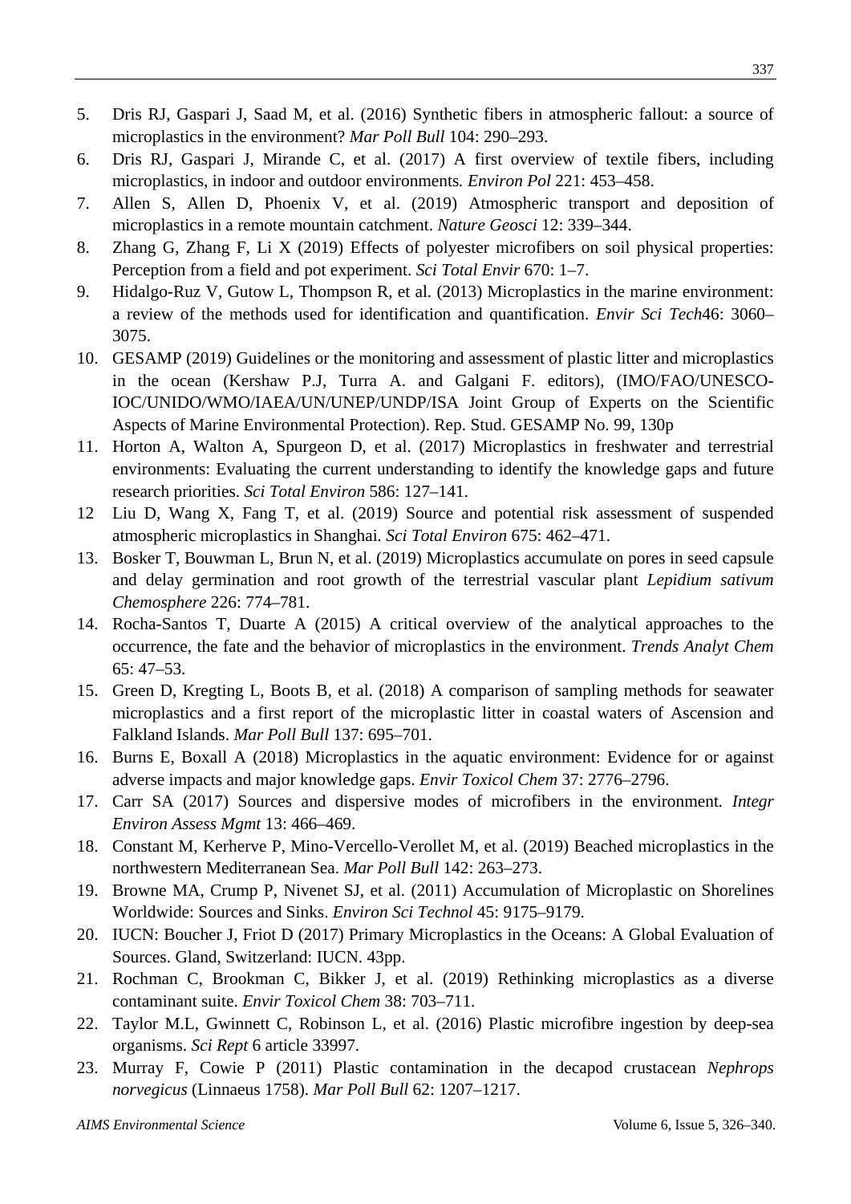5. Dris RJ, Gaspari J, Saad M, et al. (2016) Synthetic fibers in atmospheric fallout: a source of microplastics in the environment? *Mar Poll Bull* 104: 290–293.
6. Dris RJ, Gaspari J, Mirande C, et al. (2017) A first overview of textile fibers, including microplastics, in indoor and outdoor environments. *Environ Pol* 221: 453–458.
7. Allen S, Allen D, Phoenix V, et al. (2019) Atmospheric transport and deposition of microplastics in a remote mountain catchment. *Nature Geosci* 12: 339–344.
8. Zhang G, Zhang F, Li X (2019) Effects of polyester microfibers on soil physical properties: Perception from a field and pot experiment. *Sci Total Envir* 670: 1–7.
9. Hidalgo-Ruz V, Gutow L, Thompson R, et al. (2013) Microplastics in the marine environment: a review of the methods used for identification and quantification. *Envir Sci Tech*46: 3060–3075.
10. GESAMP (2019) Guidelines or the monitoring and assessment of plastic litter and microplastics in the ocean (Kershaw P.J, Turra A. and Galgani F. editors), (IMO/FAO/UNESCO-IOC/UNIDO/WMO/IAEA/UN/UNEP/UNDP/ISA Joint Group of Experts on the Scientific Aspects of Marine Environmental Protection). Rep. Stud. GESAMP No. 99, 130p
11. Horton A, Walton A, Spurgeon D, et al. (2017) Microplastics in freshwater and terrestrial environments: Evaluating the current understanding to identify the knowledge gaps and future research priorities. *Sci Total Environ* 586: 127–141.
12. Liu D, Wang X, Fang T, et al. (2019) Source and potential risk assessment of suspended atmospheric microplastics in Shanghai. *Sci Total Environ* 675: 462–471.
13. Bosker T, Bouwman L, Brun N, et al. (2019) Microplastics accumulate on pores in seed capsule and delay germination and root growth of the terrestrial vascular plant *Lepidium sativum Chemosphere* 226: 774–781.
14. Rocha-Santos T, Duarte A (2015) A critical overview of the analytical approaches to the occurrence, the fate and the behavior of microplastics in the environment. *Trends Analyt Chem* 65: 47–53.
15. Green D, Kregting L, Boots B, et al. (2018) A comparison of sampling methods for seawater microplastics and a first report of the microplastic litter in coastal waters of Ascension and Falkland Islands. *Mar Poll Bull* 137: 695–701.
16. Burns E, Boxall A (2018) Microplastics in the aquatic environment: Evidence for or against adverse impacts and major knowledge gaps. *Envir Toxicol Chem* 37: 2776–2796.
17. Carr SA (2017) Sources and dispersive modes of microfibers in the environment. *Integr Environ Assess Mgmt* 13: 466–469.
18. Constant M, Kerherve P, Mino-Vercello-Verollet M, et al. (2019) Beached microplastics in the northwestern Mediterranean Sea. *Mar Poll Bull* 142: 263–273.
19. Browne MA, Crump P, Nivenet SJ, et al. (2011) Accumulation of Microplastic on Shorelines Worldwide: Sources and Sinks. *Environ Sci Technol* 45: 9175–9179.
20. IUCN: Boucher J, Friot D (2017) Primary Microplastics in the Oceans: A Global Evaluation of Sources. Gland, Switzerland: IUCN. 43pp.
21. Rochman C, Brookman C, Bikker J, et al. (2019) Rethinking microplastics as a diverse contaminant suite. *Envir Toxicol Chem* 38: 703–711.
22. Taylor M.L, Gwinnett C, Robinson L, et al. (2016) Plastic microfibre ingestion by deep-sea organisms. *Sci Rept* 6 article 33997.
23. Murray F, Cowie P (2011) Plastic contamination in the decapod crustacean *Nephrops norvegicus* (Linnaeus 1758). *Mar Poll Bull* 62: 1207–1217.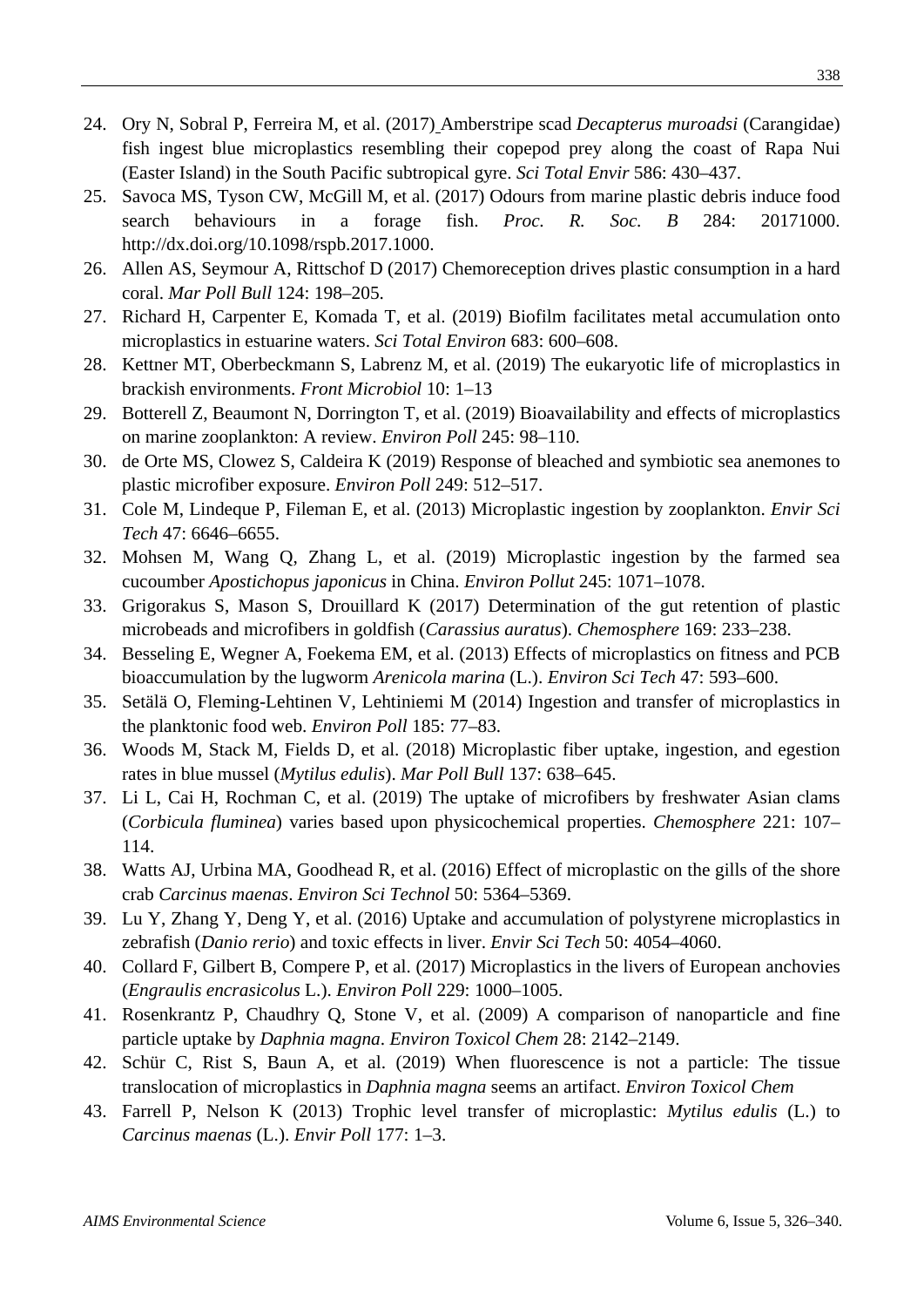24. Ory N, Sobral P, Ferreira M, et al. (2017) Amberstripe scad *Decapterus muroadsi* (Carangidae) fish ingest blue microplastics resembling their copepod prey along the coast of Rapa Nui (Easter Island) in the South Pacific subtropical gyre. *Sci Total Envir* 586: 430–437.
25. Savoca MS, Tyson CW, McGill M, et al. (2017) Odours from marine plastic debris induce food search behaviours in a forage fish. *Proc. R. Soc. B* 284: 20171000. http://dx.doi.org/10.1098/rspb.2017.1000.
26. Allen AS, Seymour A, Rittschof D (2017) Chemoreception drives plastic consumption in a hard coral. *Mar Poll Bull* 124: 198–205.
27. Richard H, Carpenter E, Komada T, et al. (2019) Biofilm facilitates metal accumulation onto microplastics in estuarine waters. *Sci Total Environ* 683: 600–608.
28. Kettner MT, Oberbeckmann S, Labrenz M, et al. (2019) The eukaryotic life of microplastics in brackish environments. *Front Microbiol* 10: 1–13
29. Botterell Z, Beaumont N, Dorrington T, et al. (2019) Bioavailability and effects of microplastics on marine zooplankton: A review. *Environ Poll* 245: 98–110.
30. de Orte MS, Clowez S, Caldeira K (2019) Response of bleached and symbiotic sea anemones to plastic microfiber exposure. *Environ Poll* 249: 512–517.
31. Cole M, Lindeque P, Fileman E, et al. (2013) Microplastic ingestion by zooplankton. *Envir Sci Tech* 47: 6646–6655.
32. Mohsen M, Wang Q, Zhang L, et al. (2019) Microplastic ingestion by the farmed sea cucoumber *Apostichopus japonicus* in China. *Environ Pollut* 245: 1071–1078.
33. Grigorakus S, Mason S, Drouillard K (2017) Determination of the gut retention of plastic microbeads and microfibers in goldfish (*Carassius auratus*). *Chemosphere* 169: 233–238.
34. Besseling E, Wegner A, Foekema EM, et al. (2013) Effects of microplastics on fitness and PCB bioaccumulation by the lugworm *Arenicola marina* (L.). *Environ Sci Tech* 47: 593–600.
35. Setälä O, Fleming-Lehtinen V, Lehtiniemi M (2014) Ingestion and transfer of microplastics in the planktonic food web. *Environ Poll* 185: 77–83.
36. Woods M, Stack M, Fields D, et al. (2018) Microplastic fiber uptake, ingestion, and egestion rates in blue mussel (*Mytilus edulis*). *Mar Poll Bull* 137: 638–645.
37. Li L, Cai H, Rochman C, et al. (2019) The uptake of microfibers by freshwater Asian clams (*Corbicula fluminea*) varies based upon physicochemical properties. *Chemosphere* 221: 107–114.
38. Watts AJ, Urbina MA, Goodhead R, et al. (2016) Effect of microplastic on the gills of the shore crab *Carcinus maenas*. *Environ Sci Technol* 50: 5364–5369.
39. Lu Y, Zhang Y, Deng Y, et al. (2016) Uptake and accumulation of polystyrene microplastics in zebrafish (*Danio rerio*) and toxic effects in liver. *Envir Sci Tech* 50: 4054–4060.
40. Collard F, Gilbert B, Compere P, et al. (2017) Microplastics in the livers of European anchovies (*Engraulis encrasicolus* L.). *Environ Poll* 229: 1000–1005.
41. Rosenkrantz P, Chaudhry Q, Stone V, et al. (2009) A comparison of nanoparticle and fine particle uptake by *Daphnia magna*. *Environ Toxicol Chem* 28: 2142–2149.
42. Schür C, Rist S, Baun A, et al. (2019) When fluorescence is not a particle: The tissue translocation of microplastics in *Daphnia magna* seems an artifact. *Environ Toxicol Chem*
43. Farrell P, Nelson K (2013) Trophic level transfer of microplastic: *Mytilus edulis* (L.) to *Carcinus maenas* (L.). *Envir Poll* 177: 1–3.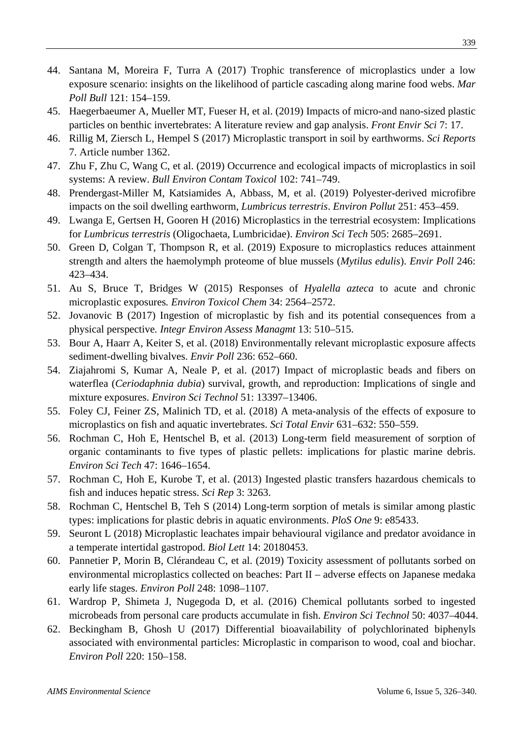44. Santana M, Moreira F, Turra A (2017) Trophic transference of microplastics under a low exposure scenario: insights on the likelihood of particle cascading along marine food webs. *Mar Poll Bull* 121: 154–159.
45. Haegerbaeumer A, Mueller MT, Fueser H, et al. (2019) Impacts of micro-and nano-sized plastic particles on benthic invertebrates: A literature review and gap analysis. *Front Envir Sci* 7: 17.
46. Rillig M, Ziersch L, Hempel S (2017) Microplastic transport in soil by earthworms. *Sci Reports* 7. Article number 1362.
47. Zhu F, Zhu C, Wang C, et al. (2019) Occurrence and ecological impacts of microplastics in soil systems: A review. *Bull Environ Contam Toxicol* 102: 741–749.
48. Prendergast-Miller M, Katsiamides A, Abbass, M, et al. (2019) Polyester-derived microfibre impacts on the soil dwelling earthworm, *Lumbricus terrestris*. *Environ Pollut* 251: 453–459.
49. Lwanga E, Gertsen H, Gooren H (2016) Microplastics in the terrestrial ecosystem: Implications for *Lumbricus terrestris* (Oligochaeta, Lumbricidae). *Environ Sci Tech* 505: 2685–2691.
50. Green D, Colgan T, Thompson R, et al. (2019) Exposure to microplastics reduces attainment strength and alters the haemolymph proteome of blue mussels (*Mytilus edulis*). *Envir Poll* 246: 423–434.
51. Au S, Bruce T, Bridges W (2015) Responses of *Hyalella azteca* to acute and chronic microplastic exposures. *Environ Toxicol Chem* 34: 2564–2572.
52. Jovanovic B (2017) Ingestion of microplastic by fish and its potential consequences from a physical perspective. *Integr Environ Assess Managmt* 13: 510–515.
53. Bour A, Haarr A, Keiter S, et al. (2018) Environmentally relevant microplastic exposure affects sediment-dwelling bivalves. *Envir Poll* 236: 652–660.
54. Ziajahromi S, Kumar A, Neale P, et al. (2017) Impact of microplastic beads and fibers on waterflea (*Ceriodaphnia dubia*) survival, growth, and reproduction: Implications of single and mixture exposures. *Environ Sci Technol* 51: 13397–13406.
55. Foley CJ, Feiner ZS, Malinich TD, et al. (2018) A meta-analysis of the effects of exposure to microplastics on fish and aquatic invertebrates. *Sci Total Envir* 631–632: 550–559.
56. Rochman C, Hoh E, Hentschel B, et al. (2013) Long-term field measurement of sorption of organic contaminants to five types of plastic pellets: implications for plastic marine debris. *Environ Sci Tech* 47: 1646–1654.
57. Rochman C, Hoh E, Kurobe T, et al. (2013) Ingested plastic transfers hazardous chemicals to fish and induces hepatic stress. *Sci Rep* 3: 3263.
58. Rochman C, Hentschel B, Teh S (2014) Long-term sorption of metals is similar among plastic types: implications for plastic debris in aquatic environments. *PloS One* 9: e85433.
59. Seuront L (2018) Microplastic leachates impair behavioural vigilance and predator avoidance in a temperate intertidal gastropod. *Biol Lett* 14: 20180453.
60. Pannetier P, Morin B, Clérandeau C, et al. (2019) Toxicity assessment of pollutants sorbed on environmental microplastics collected on beaches: Part II – adverse effects on Japanese medaka early life stages. *Environ Poll* 248: 1098–1107.
61. Wardrop P, Shimeta J, Nugegoda D, et al. (2016) Chemical pollutants sorbed to ingested microbeads from personal care products accumulate in fish. *Environ Sci Technol* 50: 4037–4044.
62. Beckingham B, Ghosh U (2017) Differential bioavailability of polychlorinated biphenyls associated with environmental particles: Microplastic in comparison to wood, coal and biochar. *Environ Poll* 220: 150–158.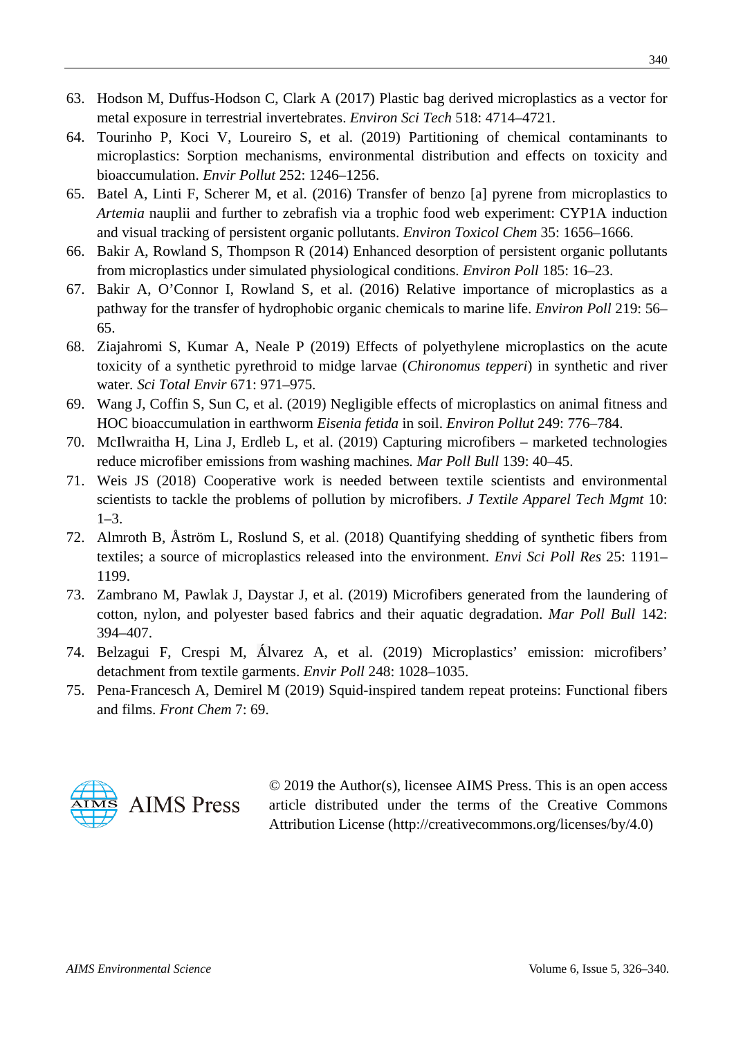63. Hodson M, Duffus-Hodson C, Clark A (2017) Plastic bag derived microplastics as a vector for metal exposure in terrestrial invertebrates. *Environ Sci Tech* 518: 4714–4721.
64. Tourinho P, Koci V, Loureiro S, et al. (2019) Partitioning of chemical contaminants to microplastics: Sorption mechanisms, environmental distribution and effects on toxicity and bioaccumulation. *Envir Pollut* 252: 1246–1256.
65. Batel A, Linti F, Scherer M, et al. (2016) Transfer of benzo [a] pyrene from microplastics to *Artemia* nauplii and further to zebrafish via a trophic food web experiment: CYP1A induction and visual tracking of persistent organic pollutants. *Environ Toxicol Chem* 35: 1656–1666.
66. Bakir A, Rowland S, Thompson R (2014) Enhanced desorption of persistent organic pollutants from microplastics under simulated physiological conditions. *Environ Poll* 185: 16–23.
67. Bakir A, O'Connor I, Rowland S, et al. (2016) Relative importance of microplastics as a pathway for the transfer of hydrophobic organic chemicals to marine life. *Environ Poll* 219: 56–65.
68. Ziajahromi S, Kumar A, Neale P (2019) Effects of polyethylene microplastics on the acute toxicity of a synthetic pyrethroid to midge larvae (*Chironomus tepperi*) in synthetic and river water. *Sci Total Envir* 671: 971–975.
69. Wang J, Coffin S, Sun C, et al. (2019) Negligible effects of microplastics on animal fitness and HOC bioaccumulation in earthworm *Eisenia fetida* in soil. *Environ Pollut* 249: 776–784.
70. McIlwraitha H, Lina J, Erdleb L, et al. (2019) Capturing microfibers – marketed technologies reduce microfiber emissions from washing machines. *Mar Poll Bull* 139: 40–45.
71. Weis JS (2018) Cooperative work is needed between textile scientists and environmental scientists to tackle the problems of pollution by microfibers. *J Textile Apparel Tech Mgmt* 10: 1–3.
72. Almroth B, Åström L, Roslund S, et al. (2018) Quantifying shedding of synthetic fibers from textiles; a source of microplastics released into the environment. *Envi Sci Poll Res* 25: 1191–1199.
73. Zambrano M, Pawlak J, Daystar J, et al. (2019) Microfibers generated from the laundering of cotton, nylon, and polyester based fabrics and their aquatic degradation. *Mar Poll Bull* 142: 394–407.
74. Belzagui F, Crespi M, Álvarez A, et al. (2019) Microplastics' emission: microfibers' detachment from textile garments. *Envir Poll* 248: 1028–1035.
75. Pena-Francesch A, Demirel M (2019) Squid-inspired tandem repeat proteins: Functional fibers and films. *Front Chem* 7: 69.

AIMS Press

© 2019 the Author(s), licensee AIMS Press. This is an open access article distributed under the terms of the Creative Commons Attribution License (http://creativecommons.org/licenses/by/4.0)